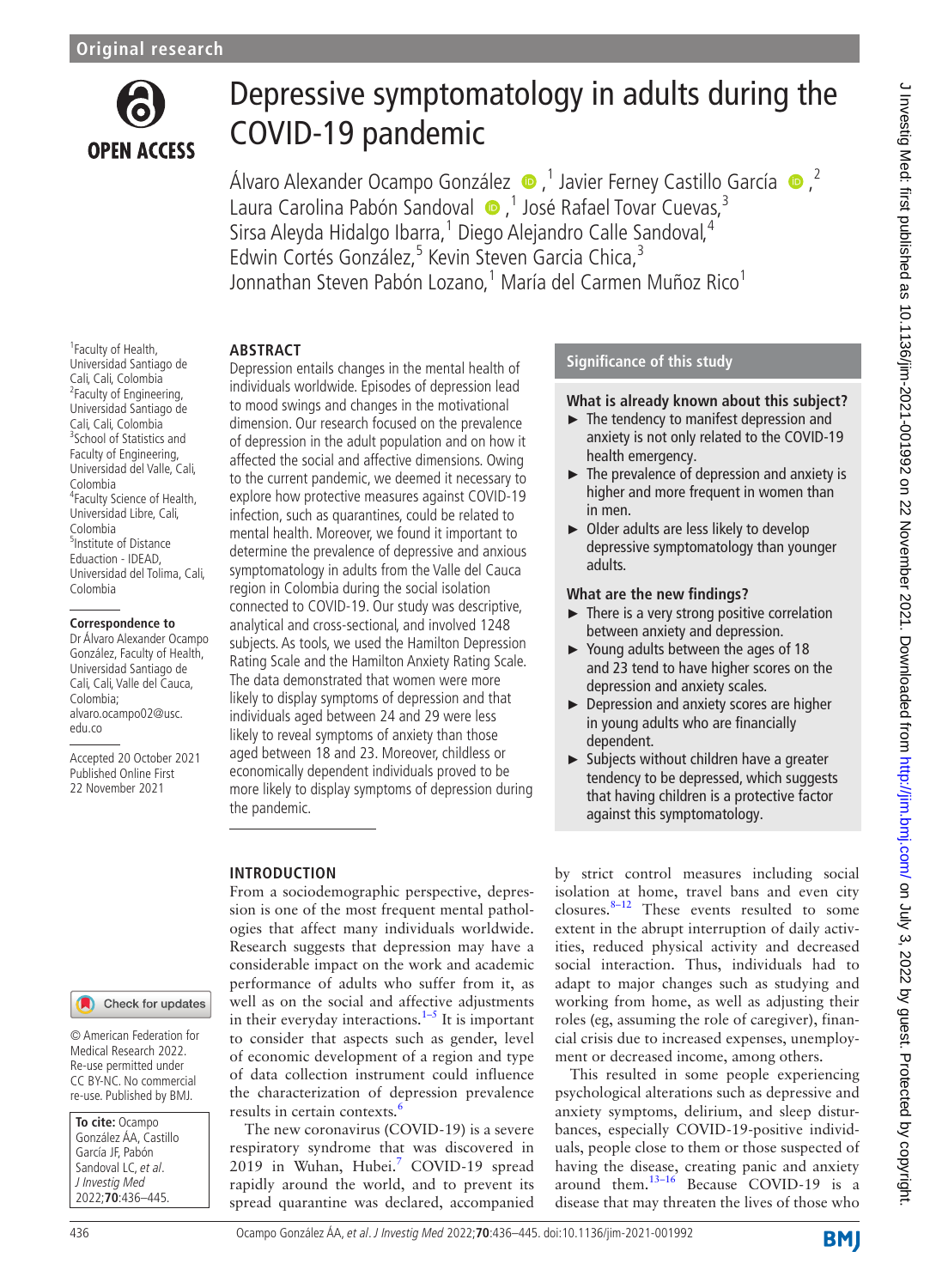Original research

# Depressive symptomatology in adults during the COVID-19 pandemic

Álvaro Alexander Ocampo González,[1] Javier Ferney Castillo García,[2] Laura Carolina Pabón Sandoval,[1] José Rafael Tovar Cuevas,[3] Sirsa Aleyda Hidalgo Ibarra,[1] Diego Alejandro Calle Sandoval,[4] Edwin Cortés González,[5] Kevin Steven Garcia Chica,[3] Jonnathan Steven Pabón Lozano,[1] María del Carmen Muñoz Rico[1]

[1]Faculty of Health, Universidad Santiago de Cali, Cali, Colombia
[2]Faculty of Engineering, Universidad Santiago de Cali, Cali, Colombia
[3]School of Statistics and Faculty of Engineering, Universidad del Valle, Cali, Colombia
[4]Faculty Science of Health, Universidad Libre, Cali, Colombia
[5]Institute of Distance Eduaction - IDEAD, Universidad del Tolima, Cali, Colombia

**Correspondence to**
Dr Álvaro Alexander Ocampo González, Faculty of Health, Universidad Santiago de Cali, Cali, Valle del Cauca, Colombia; alvaro.ocampo02@usc.edu.co

Accepted 20 October 2021
Published Online First 22 November 2021

© American Federation for Medical Research 2022. Re-use permitted under CC BY-NC. No commercial re-use. Published by BMJ.

**To cite:** Ocampo González ÁA, Castillo García JF, Pabón Sandoval LC, et al. *J Investig Med* 2022;**70**:436–445.

## ABSTRACT

Depression entails changes in the mental health of individuals worldwide. Episodes of depression lead to mood swings and changes in the motivational dimension. Our research focused on the prevalence of depression in the adult population and on how it affected the social and affective dimensions. Owing to the current pandemic, we deemed it necessary to explore how protective measures against COVID-19 infection, such as quarantines, could be related to mental health. Moreover, we found it important to determine the prevalence of depressive and anxious symptomatology in adults from the Valle del Cauca region in Colombia during the social isolation connected to COVID-19. Our study was descriptive, analytical and cross-sectional, and involved 1248 subjects. As tools, we used the Hamilton Depression Rating Scale and the Hamilton Anxiety Rating Scale. The data demonstrated that women were more likely to display symptoms of depression and that individuals aged between 24 and 29 were less likely to reveal symptoms of anxiety than those aged between 18 and 23. Moreover, childless or economically dependent individuals proved to be more likely to display symptoms of depression during the pandemic.

## Significance of this study

### What is already known about this subject?

- The tendency to manifest depression and anxiety is not only related to the COVID-19 health emergency.
- The prevalence of depression and anxiety is higher and more frequent in women than in men.
- Older adults are less likely to develop depressive symptomatology than younger adults.

### What are the new findings?

- There is a very strong positive correlation between anxiety and depression.
- Young adults between the ages of 18 and 23 tend to have higher scores on the depression and anxiety scales.
- Depression and anxiety scores are higher in young adults who are financially dependent.
- Subjects without children have a greater tendency to be depressed, which suggests that having children is a protective factor against this symptomatology.

## INTRODUCTION

From a sociodemographic perspective, depression is one of the most frequent mental pathologies that affect many individuals worldwide. Research suggests that depression may have a considerable impact on the work and academic performance of adults who suffer from it, as well as on the social and affective adjustments in their everyday interactions.[1–5] It is important to consider that aspects such as gender, level of economic development of a region and type of data collection instrument could influence the characterization of depression prevalence results in certain contexts.[6]

The new coronavirus (COVID-19) is a severe respiratory syndrome that was discovered in 2019 in Wuhan, Hubei.[7] COVID-19 spread rapidly around the world, and to prevent its spread quarantine was declared, accompanied by strict control measures including social isolation at home, travel bans and even city closures.[8–12] These events resulted to some extent in the abrupt interruption of daily activities, reduced physical activity and decreased social interaction. Thus, individuals had to adapt to major changes such as studying and working from home, as well as adjusting their roles (eg, assuming the role of caregiver), financial crisis due to increased expenses, unemployment or decreased income, among others.

This resulted in some people experiencing psychological alterations such as depressive and anxiety symptoms, delirium, and sleep disturbances, especially COVID-19-positive individuals, people close to them or those suspected of having the disease, creating panic and anxiety around them.[13–16] Because COVID-19 is a disease that may threaten the lives of those who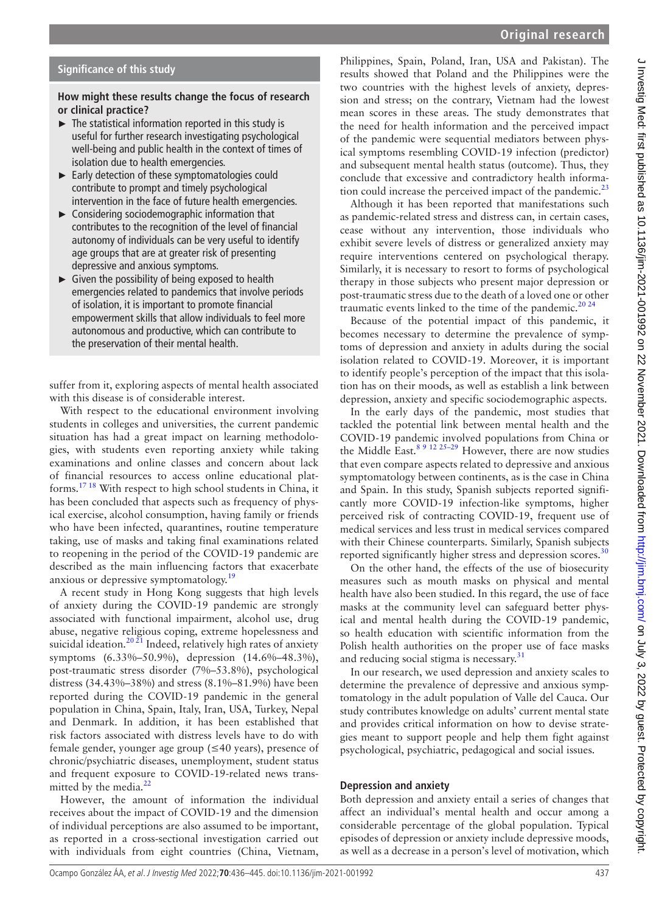## Significance of this study

**How might these results change the focus of research or clinical practice?**

- The statistical information reported in this study is useful for further research investigating psychological well-being and public health in the context of times of isolation due to health emergencies.
- Early detection of these symptomatologies could contribute to prompt and timely psychological intervention in the face of future health emergencies.
- Considering sociodemographic information that contributes to the recognition of the level of financial autonomy of individuals can be very useful to identify age groups that are at greater risk of presenting depressive and anxious symptoms.
- Given the possibility of being exposed to health emergencies related to pandemics that involve periods of isolation, it is important to promote financial empowerment skills that allow individuals to feel more autonomous and productive, which can contribute to the preservation of their mental health.

suffer from it, exploring aspects of mental health associated with this disease is of considerable interest.

With respect to the educational environment involving students in colleges and universities, the current pandemic situation has had a great impact on learning methodologies, with students even reporting anxiety while taking examinations and online classes and concern about lack of financial resources to access online educational platforms.[17 18] With respect to high school students in China, it has been concluded that aspects such as frequency of physical exercise, alcohol consumption, having family or friends who have been infected, quarantines, routine temperature taking, use of masks and taking final examinations related to reopening in the period of the COVID-19 pandemic are described as the main influencing factors that exacerbate anxious or depressive symptomatology.[19]

A recent study in Hong Kong suggests that high levels of anxiety during the COVID-19 pandemic are strongly associated with functional impairment, alcohol use, drug abuse, negative religious coping, extreme hopelessness and suicidal ideation.[20 21] Indeed, relatively high rates of anxiety symptoms (6.33%–50.9%), depression (14.6%–48.3%), post-traumatic stress disorder (7%–53.8%), psychological distress (34.43%–38%) and stress (8.1%–81.9%) have been reported during the COVID-19 pandemic in the general population in China, Spain, Italy, Iran, USA, Turkey, Nepal and Denmark. In addition, it has been established that risk factors associated with distress levels have to do with female gender, younger age group (≤40 years), presence of chronic/psychiatric diseases, unemployment, student status and frequent exposure to COVID-19-related news transmitted by the media.[22]

However, the amount of information the individual receives about the impact of COVID-19 and the dimension of individual perceptions are also assumed to be important, as reported in a cross-sectional investigation carried out with individuals from eight countries (China, Vietnam, Philippines, Spain, Poland, Iran, USA and Pakistan). The results showed that Poland and the Philippines were the two countries with the highest levels of anxiety, depression and stress; on the contrary, Vietnam had the lowest mean scores in these areas. The study demonstrates that the need for health information and the perceived impact of the pandemic were sequential mediators between physical symptoms resembling COVID-19 infection (predictor) and subsequent mental health status (outcome). Thus, they conclude that excessive and contradictory health information could increase the perceived impact of the pandemic.[23]

Although it has been reported that manifestations such as pandemic-related stress and distress can, in certain cases, cease without any intervention, those individuals who exhibit severe levels of distress or generalized anxiety may require interventions centered on psychological therapy. Similarly, it is necessary to resort to forms of psychological therapy in those subjects who present major depression or post-traumatic stress due to the death of a loved one or other traumatic events linked to the time of the pandemic.[20 24]

Because of the potential impact of this pandemic, it becomes necessary to determine the prevalence of symptoms of depression and anxiety in adults during the social isolation related to COVID-19. Moreover, it is important to identify people's perception of the impact that this isolation has on their moods, as well as establish a link between depression, anxiety and specific sociodemographic aspects.

In the early days of the pandemic, most studies that tackled the potential link between mental health and the COVID-19 pandemic involved populations from China or the Middle East.[8 9 12 25–29] However, there are now studies that even compare aspects related to depressive and anxious symptomatology between continents, as is the case in China and Spain. In this study, Spanish subjects reported significantly more COVID-19 infection-like symptoms, higher perceived risk of contracting COVID-19, frequent use of medical services and less trust in medical services compared with their Chinese counterparts. Similarly, Spanish subjects reported significantly higher stress and depression scores.[30]

On the other hand, the effects of the use of biosecurity measures such as mouth masks on physical and mental health have also been studied. In this regard, the use of face masks at the community level can safeguard better physical and mental health during the COVID-19 pandemic, so health education with scientific information from the Polish health authorities on the proper use of face masks and reducing social stigma is necessary.[31]

In our research, we used depression and anxiety scales to determine the prevalence of depressive and anxious symptomatology in the adult population of Valle del Cauca. Our study contributes knowledge on adults' current mental state and provides critical information on how to devise strategies meant to support people and help them fight against psychological, psychiatric, pedagogical and social issues.

## Depression and anxiety

Both depression and anxiety entail a series of changes that affect an individual's mental health and occur among a considerable percentage of the global population. Typical episodes of depression or anxiety include depressive moods, as well as a decrease in a person's level of motivation, which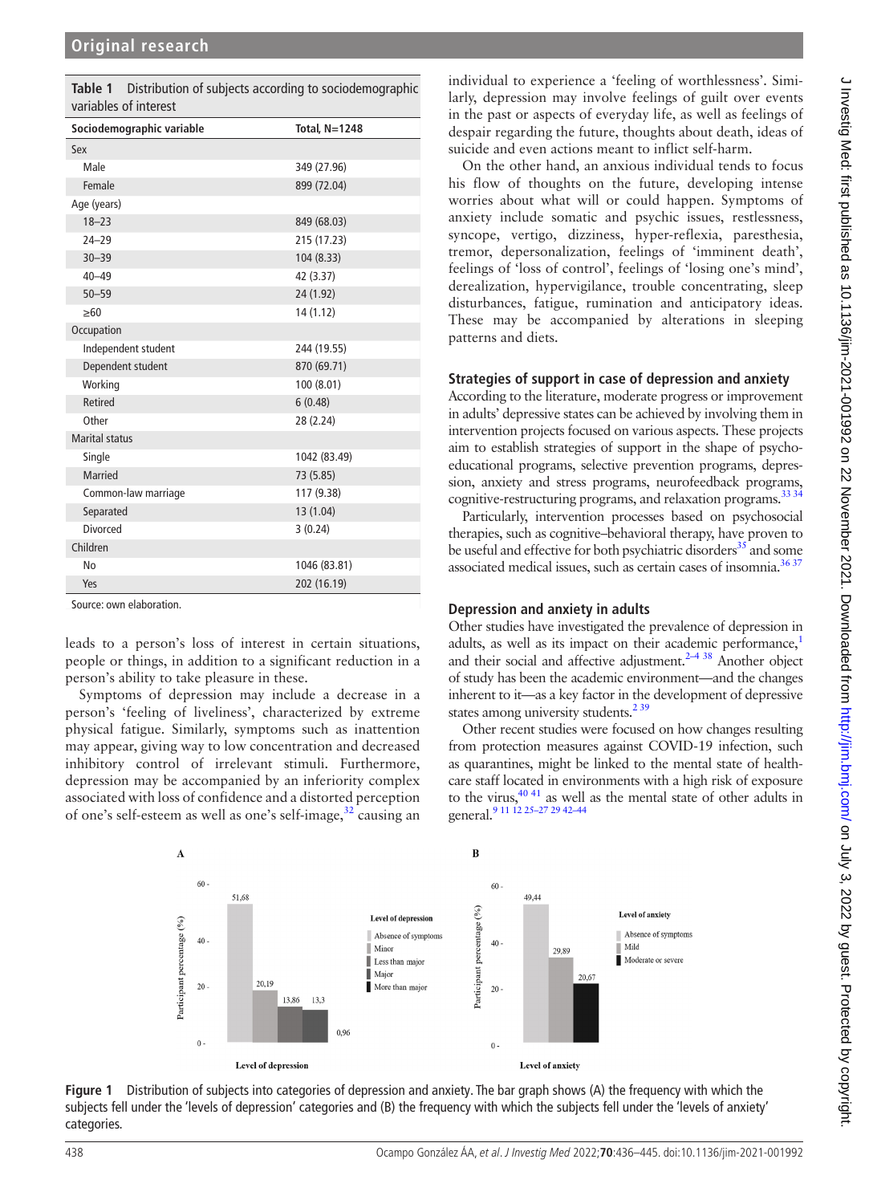**Table 1** Distribution of subjects according to sociodemographic variables of interest

| Sociodemographic variable | Total, N=1248 |
|---|---|
| Sex | |
| Male | 349 (27.96) |
| Female | 899 (72.04) |
| Age (years) | |
| 18–23 | 849 (68.03) |
| 24–29 | 215 (17.23) |
| 30–39 | 104 (8.33) |
| 40–49 | 42 (3.37) |
| 50–59 | 24 (1.92) |
| ≥60 | 14 (1.12) |
| Occupation | |
| Independent student | 244 (19.55) |
| Dependent student | 870 (69.71) |
| Working | 100 (8.01) |
| Retired | 6 (0.48) |
| Other | 28 (2.24) |
| Marital status | |
| Single | 1042 (83.49) |
| Married | 73 (5.85) |
| Common-law marriage | 117 (9.38) |
| Separated | 13 (1.04) |
| Divorced | 3 (0.24) |
| Children | |
| No | 1046 (83.81) |
| Yes | 202 (16.19) |

Source: own elaboration.

leads to a person's loss of interest in certain situations, people or things, in addition to a significant reduction in a person's ability to take pleasure in these.

Symptoms of depression may include a decrease in a person's 'feeling of liveliness', characterized by extreme physical fatigue. Similarly, symptoms such as inattention may appear, giving way to low concentration and decreased inhibitory control of irrelevant stimuli. Furthermore, depression may be accompanied by an inferiority complex associated with loss of confidence and a distorted perception of one's self-esteem as well as one's self-image,[32] causing an individual to experience a 'feeling of worthlessness'. Similarly, depression may involve feelings of guilt over events in the past or aspects of everyday life, as well as feelings of despair regarding the future, thoughts about death, ideas of suicide and even actions meant to inflict self-harm.

On the other hand, an anxious individual tends to focus his flow of thoughts on the future, developing intense worries about what will or could happen. Symptoms of anxiety include somatic and psychic issues, restlessness, syncope, vertigo, dizziness, hyper-reflexia, paresthesia, tremor, depersonalization, feelings of 'imminent death', feelings of 'loss of control', feelings of 'losing one's mind', derealization, hypervigilance, trouble concentrating, sleep disturbances, fatigue, rumination and anticipatory ideas. These may be accompanied by alterations in sleeping patterns and diets.

### Strategies of support in case of depression and anxiety

According to the literature, moderate progress or improvement in adults' depressive states can be achieved by involving them in intervention projects focused on various aspects. These projects aim to establish strategies of support in the shape of psychoeducational programs, selective prevention programs, depression, anxiety and stress programs, neurofeedback programs, cognitive-restructuring programs, and relaxation programs.[33 34]

Particularly, intervention processes based on psychosocial therapies, such as cognitive–behavioral therapy, have proven to be useful and effective for both psychiatric disorders[35] and some associated medical issues, such as certain cases of insomnia.[36 37]

### Depression and anxiety in adults

Other studies have investigated the prevalence of depression in adults, as well as its impact on their academic performance,[1] and their social and affective adjustment.[2–4 38] Another object of study has been the academic environment—and the changes inherent to it—as a key factor in the development of depressive states among university students.[2 39]

Other recent studies were focused on how changes resulting from protection measures against COVID-19 infection, such as quarantines, might be linked to the mental state of healthcare staff located in environments with a high risk of exposure to the virus,[40 41] as well as the mental state of other adults in general.[9 11 12 25–27 29 42–44]

**Figure 1** Distribution of subjects into categories of depression and anxiety. The bar graph shows (A) the frequency with which the subjects fell under the 'levels of depression' categories and (B) the frequency with which the subjects fell under the 'levels of anxiety' categories.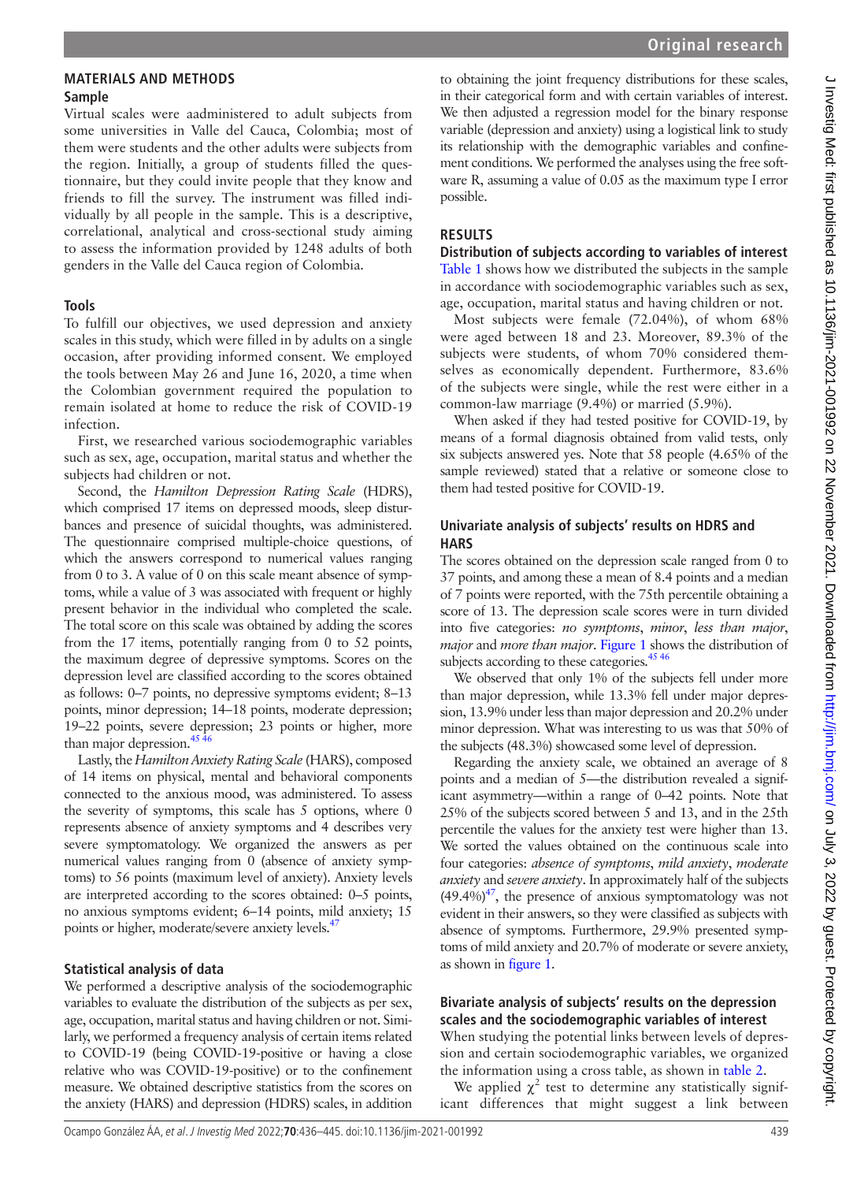## MATERIALS AND METHODS

### Sample

Virtual scales were aadministered to adult subjects from some universities in Valle del Cauca, Colombia; most of them were students and the other adults were subjects from the region. Initially, a group of students filled the questionnaire, but they could invite people that they know and friends to fill the survey. The instrument was filled individually by all people in the sample. This is a descriptive, correlational, analytical and cross-sectional study aiming to assess the information provided by 1248 adults of both genders in the Valle del Cauca region of Colombia.

### Tools

To fulfill our objectives, we used depression and anxiety scales in this study, which were filled in by adults on a single occasion, after providing informed consent. We employed the tools between May 26 and June 16, 2020, a time when the Colombian government required the population to remain isolated at home to reduce the risk of COVID-19 infection.

First, we researched various sociodemographic variables such as sex, age, occupation, marital status and whether the subjects had children or not.

Second, the *Hamilton Depression Rating Scale* (HDRS), which comprised 17 items on depressed moods, sleep disturbances and presence of suicidal thoughts, was administered. The questionnaire comprised multiple-choice questions, of which the answers correspond to numerical values ranging from 0 to 3. A value of 0 on this scale meant absence of symptoms, while a value of 3 was associated with frequent or highly present behavior in the individual who completed the scale. The total score on this scale was obtained by adding the scores from the 17 items, potentially ranging from 0 to 52 points, the maximum degree of depressive symptoms. Scores on the depression level are classified according to the scores obtained as follows: 0–7 points, no depressive symptoms evident; 8–13 points, minor depression; 14–18 points, moderate depression; 19–22 points, severe depression; 23 points or higher, more than major depression.[45 46]

Lastly, the *Hamilton Anxiety Rating Scale* (HARS), composed of 14 items on physical, mental and behavioral components connected to the anxious mood, was administered. To assess the severity of symptoms, this scale has 5 options, where 0 represents absence of anxiety symptoms and 4 describes very severe symptomatology. We organized the answers as per numerical values ranging from 0 (absence of anxiety symptoms) to 56 points (maximum level of anxiety). Anxiety levels are interpreted according to the scores obtained: 0–5 points, no anxious symptoms evident; 6–14 points, mild anxiety; 15 points or higher, moderate/severe anxiety levels.[47]

### Statistical analysis of data

We performed a descriptive analysis of the sociodemographic variables to evaluate the distribution of the subjects as per sex, age, occupation, marital status and having children or not. Similarly, we performed a frequency analysis of certain items related to COVID-19 (being COVID-19-positive or having a close relative who was COVID-19-positive) or to the confinement measure. We obtained descriptive statistics from the scores on the anxiety (HARS) and depression (HDRS) scales, in addition to obtaining the joint frequency distributions for these scales, in their categorical form and with certain variables of interest. We then adjusted a regression model for the binary response variable (depression and anxiety) using a logistical link to study its relationship with the demographic variables and confinement conditions. We performed the analyses using the free software R, assuming a value of 0.05 as the maximum type I error possible.

## RESULTS

### Distribution of subjects according to variables of interest

Table 1 shows how we distributed the subjects in the sample in accordance with sociodemographic variables such as sex, age, occupation, marital status and having children or not.

Most subjects were female (72.04%), of whom 68% were aged between 18 and 23. Moreover, 89.3% of the subjects were students, of whom 70% considered themselves as economically dependent. Furthermore, 83.6% of the subjects were single, while the rest were either in a common-law marriage (9.4%) or married (5.9%).

When asked if they had tested positive for COVID-19, by means of a formal diagnosis obtained from valid tests, only six subjects answered yes. Note that 58 people (4.65% of the sample reviewed) stated that a relative or someone close to them had tested positive for COVID-19.

### Univariate analysis of subjects' results on HDRS and HARS

The scores obtained on the depression scale ranged from 0 to 37 points, and among these a mean of 8.4 points and a median of 7 points were reported, with the 75th percentile obtaining a score of 13. The depression scale scores were in turn divided into five categories: *no symptoms*, *minor*, *less than major*, *major* and *more than major*. Figure 1 shows the distribution of subjects according to these categories.[45 46]

We observed that only 1% of the subjects fell under more than major depression, while 13.3% fell under major depression, 13.9% under less than major depression and 20.2% under minor depression. What was interesting to us was that 50% of the subjects (48.3%) showcased some level of depression.

Regarding the anxiety scale, we obtained an average of 8 points and a median of 5—the distribution revealed a significant asymmetry—within a range of 0–42 points. Note that 25% of the subjects scored between 5 and 13, and in the 25th percentile the values for the anxiety test were higher than 13. We sorted the values obtained on the continuous scale into four categories: *absence of symptoms*, *mild anxiety*, *moderate anxiety* and *severe anxiety*. In approximately half of the subjects (49.4%)[47], the presence of anxious symptomatology was not evident in their answers, so they were classified as subjects with absence of symptoms. Furthermore, 29.9% presented symptoms of mild anxiety and 20.7% of moderate or severe anxiety, as shown in figure 1.

### Bivariate analysis of subjects' results on the depression scales and the sociodemographic variables of interest

When studying the potential links between levels of depression and certain sociodemographic variables, we organized the information using a cross table, as shown in table 2.

We applied $\chi^2$ test to determine any statistically significant differences that might suggest a link between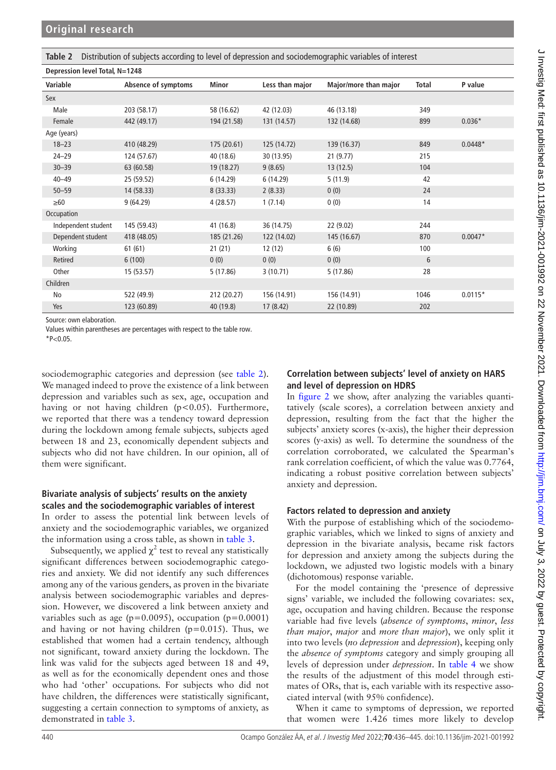**Table 2** Distribution of subjects according to level of depression and sociodemographic variables of interest

| Depression level Total, N=1248 | | | | | | |
|---|---|---|---|---|---|---|
| **Variable** | **Absence of symptoms** | **Minor** | **Less than major** | **Major/more than major** | **Total** | **P value** |
| Sex | | | | | | |
| Male | 203 (58.17) | 58 (16.62) | 42 (12.03) | 46 (13.18) | 349 | |
| Female | 442 (49.17) | 194 (21.58) | 131 (14.57) | 132 (14.68) | 899 | 0.036* |
| Age (years) | | | | | | |
| 18–23 | 410 (48.29) | 175 (20.61) | 125 (14.72) | 139 (16.37) | 849 | 0.0448* |
| 24–29 | 124 (57.67) | 40 (18.6) | 30 (13.95) | 21 (9.77) | 215 | |
| 30–39 | 63 (60.58) | 19 (18.27) | 9 (8.65) | 13 (12.5) | 104 | |
| 40–49 | 25 (59.52) | 6 (14.29) | 6 (14.29) | 5 (11.9) | 42 | |
| 50–59 | 14 (58.33) | 8 (33.33) | 2 (8.33) | 0 (0) | 24 | |
| ≥60 | 9 (64.29) | 4 (28.57) | 1 (7.14) | 0 (0) | 14 | |
| Occupation | | | | | | |
| Independent student | 145 (59.43) | 41 (16.8) | 36 (14.75) | 22 (9.02) | 244 | |
| Dependent student | 418 (48.05) | 185 (21.26) | 122 (14.02) | 145 (16.67) | 870 | 0.0047* |
| Working | 61 (61) | 21 (21) | 12 (12) | 6 (6) | 100 | |
| Retired | 6 (100) | 0 (0) | 0 (0) | 0 (0) | 6 | |
| Other | 15 (53.57) | 5 (17.86) | 3 (10.71) | 5 (17.86) | 28 | |
| Children | | | | | | |
| No | 522 (49.9) | 212 (20.27) | 156 (14.91) | 156 (14.91) | 1046 | 0.0115* |
| Yes | 123 (60.89) | 40 (19.8) | 17 (8.42) | 22 (10.89) | 202 | |

Source: own elaboration.
Values within parentheses are percentages with respect to the table row.
*P<0.05.

sociodemographic categories and depression (see table 2). We managed indeed to prove the existence of a link between depression and variables such as sex, age, occupation and having or not having children ($p<0.05$). Furthermore, we reported that there was a tendency toward depression during the lockdown among female subjects, subjects aged between 18 and 23, economically dependent subjects and subjects who did not have children. In our opinion, all of them were significant.

### Bivariate analysis of subjects' results on the anxiety scales and the sociodemographic variables of interest

In order to assess the potential link between levels of anxiety and the sociodemographic variables, we organized the information using a cross table, as shown in table 3.

Subsequently, we applied $\chi^2$ test to reveal any statistically significant differences between sociodemographic categories and anxiety. We did not identify any such differences among any of the various genders, as proven in the bivariate analysis between sociodemographic variables and depression. However, we discovered a link between anxiety and variables such as age ($p=0.0095$), occupation ($p=0.0001$) and having or not having children ($p=0.015$). Thus, we established that women had a certain tendency, although not significant, toward anxiety during the lockdown. The link was valid for the subjects aged between 18 and 49, as well as for the economically dependent ones and those who had 'other' occupations. For subjects who did not have children, the differences were statistically significant, suggesting a certain connection to symptoms of anxiety, as demonstrated in table 3.

### Correlation between subjects' level of anxiety on HARS and level of depression on HDRS

In figure 2 we show, after analyzing the variables quantitatively (scale scores), a correlation between anxiety and depression, resulting from the fact that the higher the subjects' anxiety scores (x-axis), the higher their depression scores (y-axis) as well. To determine the soundness of the correlation corroborated, we calculated the Spearman's rank correlation coefficient, of which the value was 0.7764, indicating a robust positive correlation between subjects' anxiety and depression.

### Factors related to depression and anxiety

With the purpose of establishing which of the sociodemographic variables, which we linked to signs of anxiety and depression in the bivariate analysis, became risk factors for depression and anxiety among the subjects during the lockdown, we adjusted two logistic models with a binary (dichotomous) response variable.

For the model containing the 'presence of depressive signs' variable, we included the following covariates: sex, age, occupation and having children. Because the response variable had five levels (*absence of symptoms*, *minor*, *less than major*, *major* and *more than major*), we only split it into two levels (*no depression* and *depression*), keeping only the *absence of symptoms* category and simply grouping all levels of depression under *depression*. In table 4 we show the results of the adjustment of this model through estimates of ORs, that is, each variable with its respective associated interval (with 95% confidence).

When it came to symptoms of depression, we reported that women were 1.426 times more likely to develop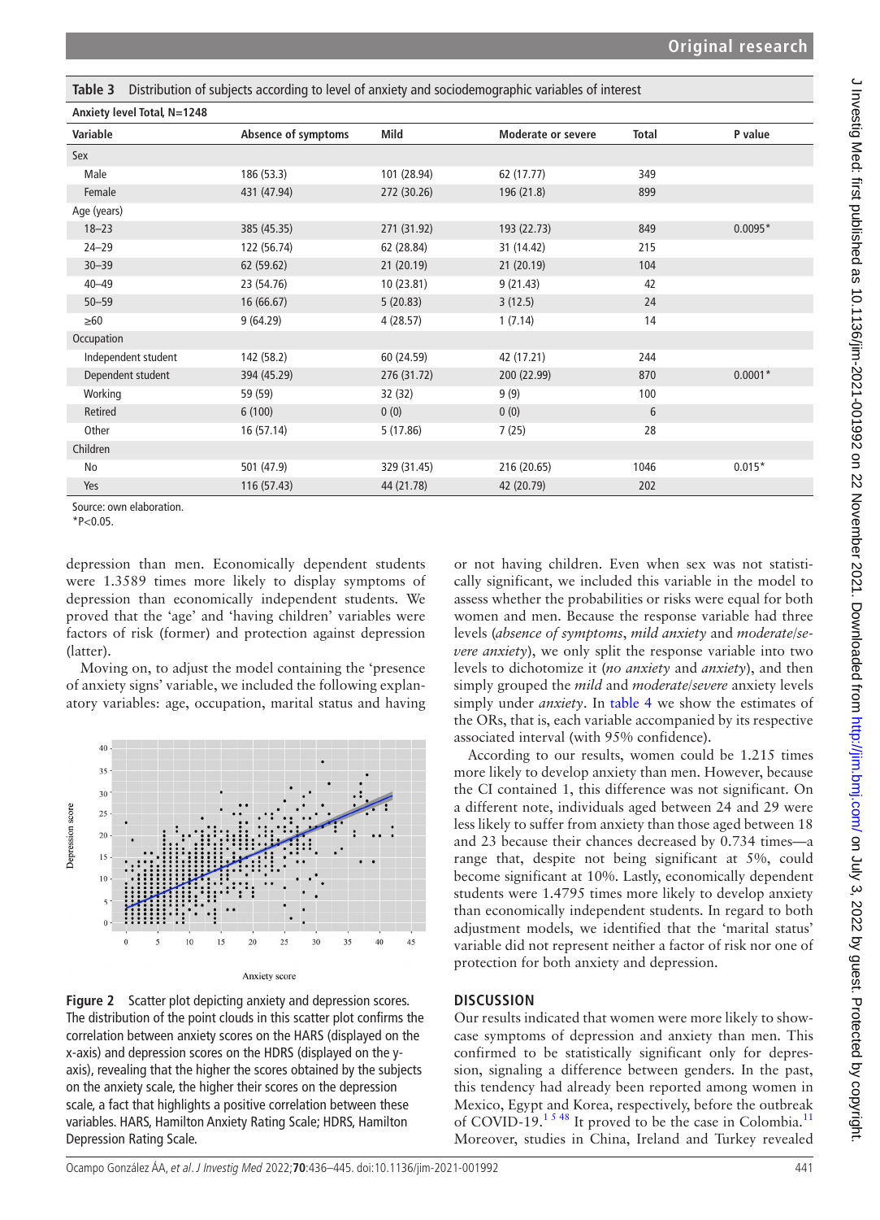**Table 3** Distribution of subjects according to level of anxiety and sociodemographic variables of interest

| Anxiety level Total, N=1248 | | | | | |
|---|---|---|---|---|---|
| **Variable** | **Absence of symptoms** | **Mild** | **Moderate or severe** | **Total** | **P value** |
| Sex | | | | | |
| Male | 186 (53.3) | 101 (28.94) | 62 (17.77) | 349 | |
| Female | 431 (47.94) | 272 (30.26) | 196 (21.8) | 899 | |
| Age (years) | | | | | |
| 18–23 | 385 (45.35) | 271 (31.92) | 193 (22.73) | 849 | 0.0095* |
| 24–29 | 122 (56.74) | 62 (28.84) | 31 (14.42) | 215 | |
| 30–39 | 62 (59.62) | 21 (20.19) | 21 (20.19) | 104 | |
| 40–49 | 23 (54.76) | 10 (23.81) | 9 (21.43) | 42 | |
| 50–59 | 16 (66.67) | 5 (20.83) | 3 (12.5) | 24 | |
| ≥60 | 9 (64.29) | 4 (28.57) | 1 (7.14) | 14 | |
| Occupation | | | | | |
| Independent student | 142 (58.2) | 60 (24.59) | 42 (17.21) | 244 | |
| Dependent student | 394 (45.29) | 276 (31.72) | 200 (22.99) | 870 | 0.0001* |
| Working | 59 (59) | 32 (32) | 9 (9) | 100 | |
| Retired | 6 (100) | 0 (0) | 0 (0) | 6 | |
| Other | 16 (57.14) | 5 (17.86) | 7 (25) | 28 | |
| Children | | | | | |
| No | 501 (47.9) | 329 (31.45) | 216 (20.65) | 1046 | 0.015* |
| Yes | 116 (57.43) | 44 (21.78) | 42 (20.79) | 202 | |

Source: own elaboration.
*P<0.05.

depression than men. Economically dependent students were 1.3589 times more likely to display symptoms of depression than economically independent students. We proved that the 'age' and 'having children' variables were factors of risk (former) and protection against depression (latter).

Moving on, to adjust the model containing the 'presence of anxiety signs' variable, we included the following explanatory variables: age, occupation, marital status and having or not having children. Even when sex was not statistically significant, we included this variable in the model to assess whether the probabilities or risks were equal for both women and men. Because the response variable had three levels (*absence of symptoms*, *mild anxiety* and *moderate/severe anxiety*), we only split the response variable into two levels to dichotomize it (*no anxiety* and *anxiety*), and then simply grouped the *mild* and *moderate/severe* anxiety levels simply under *anxiety*. In table 4 we show the estimates of the ORs, that is, each variable accompanied by its respective associated interval (with 95% confidence).

According to our results, women could be 1.215 times more likely to develop anxiety than men. However, because the CI contained 1, this difference was not significant. On a different note, individuals aged between 24 and 29 were less likely to suffer from anxiety than those aged between 18 and 23 because their chances decreased by 0.734 times—a range that, despite not being significant at 5%, could become significant at 10%. Lastly, economically dependent students were 1.4795 times more likely to develop anxiety than economically independent students. In regard to both adjustment models, we identified that the 'marital status' variable did not represent neither a factor of risk nor one of protection for both anxiety and depression.

**Figure 2** Scatter plot depicting anxiety and depression scores. The distribution of the point clouds in this scatter plot confirms the correlation between anxiety scores on the HARS (displayed on the x-axis) and depression scores on the HDRS (displayed on the y-axis), revealing that the higher the scores obtained by the subjects on the anxiety scale, the higher their scores on the depression scale, a fact that highlights a positive correlation between these variables. HARS, Hamilton Anxiety Rating Scale; HDRS, Hamilton Depression Rating Scale.

## DISCUSSION

Our results indicated that women were more likely to showcase symptoms of depression and anxiety than men. This confirmed to be statistically significant only for depression, signaling a difference between genders. In the past, this tendency had already been reported among women in Mexico, Egypt and Korea, respectively, before the outbreak of COVID-19.[1 5 48] It proved to be the case in Colombia.[11] Moreover, studies in China, Ireland and Turkey revealed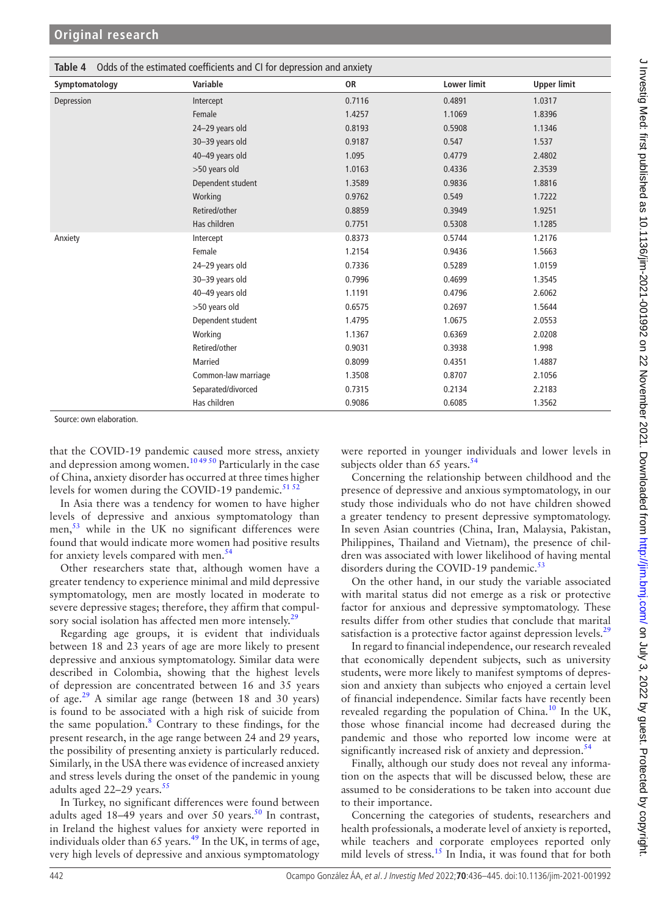**Table 4** Odds of the estimated coefficients and CI for depression and anxiety

| Symptomatology | Variable | OR | Lower limit | Upper limit |
|---|---|---|---|---|
| Depression | Intercept | 0.7116 | 0.4891 | 1.0317 |
| | Female | 1.4257 | 1.1069 | 1.8396 |
| | 24–29 years old | 0.8193 | 0.5908 | 1.1346 |
| | 30–39 years old | 0.9187 | 0.547 | 1.537 |
| | 40–49 years old | 1.095 | 0.4779 | 2.4802 |
| | >50 years old | 1.0163 | 0.4336 | 2.3539 |
| | Dependent student | 1.3589 | 0.9836 | 1.8816 |
| | Working | 0.9762 | 0.549 | 1.7222 |
| | Retired/other | 0.8859 | 0.3949 | 1.9251 |
| | Has children | 0.7751 | 0.5308 | 1.1285 |
| Anxiety | Intercept | 0.8373 | 0.5744 | 1.2176 |
| | Female | 1.2154 | 0.9436 | 1.5663 |
| | 24–29 years old | 0.7336 | 0.5289 | 1.0159 |
| | 30–39 years old | 0.7996 | 0.4699 | 1.3545 |
| | 40–49 years old | 1.1191 | 0.4796 | 2.6062 |
| | >50 years old | 0.6575 | 0.2697 | 1.5644 |
| | Dependent student | 1.4795 | 1.0675 | 2.0553 |
| | Working | 1.1367 | 0.6369 | 2.0208 |
| | Retired/other | 0.9031 | 0.3938 | 1.998 |
| | Married | 0.8099 | 0.4351 | 1.4887 |
| | Common-law marriage | 1.3508 | 0.8707 | 2.1056 |
| | Separated/divorced | 0.7315 | 0.2134 | 2.2183 |
| | Has children | 0.9086 | 0.6085 | 1.3562 |

Source: own elaboration.

that the COVID-19 pandemic caused more stress, anxiety and depression among women.[10 49 50] Particularly in the case of China, anxiety disorder has occurred at three times higher levels for women during the COVID-19 pandemic.[51 52]

In Asia there was a tendency for women to have higher levels of depressive and anxious symptomatology than men,[53] while in the UK no significant differences were found that would indicate more women had positive results for anxiety levels compared with men.[54]

Other researchers state that, although women have a greater tendency to experience minimal and mild depressive symptomatology, men are mostly located in moderate to severe depressive stages; therefore, they affirm that compulsory social isolation has affected men more intensely.[29]

Regarding age groups, it is evident that individuals between 18 and 23 years of age are more likely to present depressive and anxious symptomatology. Similar data were described in Colombia, showing that the highest levels of depression are concentrated between 16 and 35 years of age.[29] A similar age range (between 18 and 30 years) is found to be associated with a high risk of suicide from the same population.[8] Contrary to these findings, for the present research, in the age range between 24 and 29 years, the possibility of presenting anxiety is particularly reduced. Similarly, in the USA there was evidence of increased anxiety and stress levels during the onset of the pandemic in young adults aged 22–29 years.[55]

In Turkey, no significant differences were found between adults aged 18–49 years and over 50 years.[50] In contrast, in Ireland the highest values for anxiety were reported in individuals older than 65 years.[49] In the UK, in terms of age, very high levels of depressive and anxious symptomatology were reported in younger individuals and lower levels in subjects older than 65 years.[54]

Concerning the relationship between childhood and the presence of depressive and anxious symptomatology, in our study those individuals who do not have children showed a greater tendency to present depressive symptomatology. In seven Asian countries (China, Iran, Malaysia, Pakistan, Philippines, Thailand and Vietnam), the presence of children was associated with lower likelihood of having mental disorders during the COVID-19 pandemic.[53]

On the other hand, in our study the variable associated with marital status did not emerge as a risk or protective factor for anxious and depressive symptomatology. These results differ from other studies that conclude that marital satisfaction is a protective factor against depression levels.[29]

In regard to financial independence, our research revealed that economically dependent subjects, such as university students, were more likely to manifest symptoms of depression and anxiety than subjects who enjoyed a certain level of financial independence. Similar facts have recently been revealed regarding the population of China.[10] In the UK, those whose financial income had decreased during the pandemic and those who reported low income were at significantly increased risk of anxiety and depression.[54]

Finally, although our study does not reveal any information on the aspects that will be discussed below, these are assumed to be considerations to be taken into account due to their importance.

Concerning the categories of students, researchers and health professionals, a moderate level of anxiety is reported, while teachers and corporate employees reported only mild levels of stress.[15] In India, it was found that for both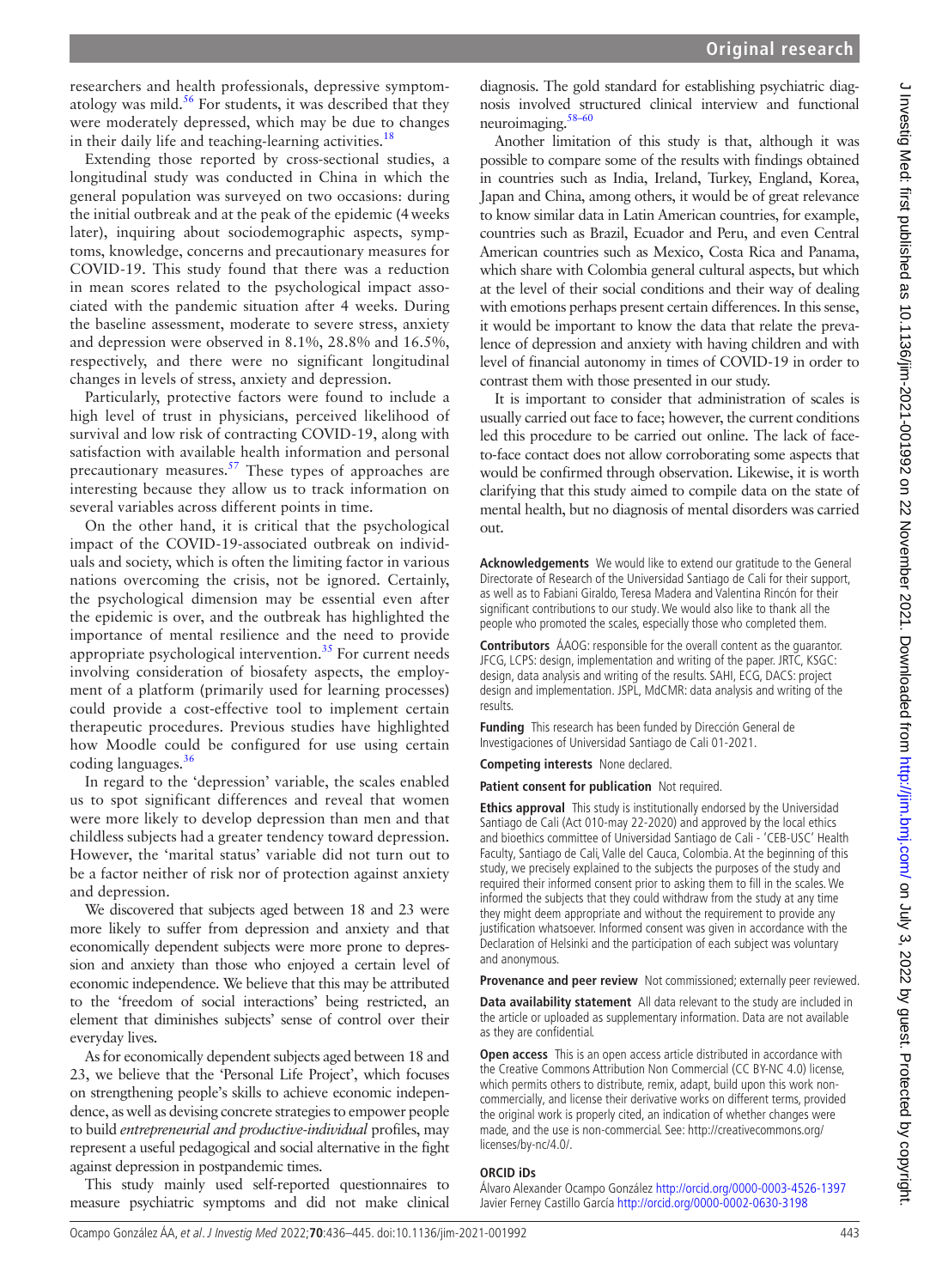researchers and health professionals, depressive symptomatology was mild.[56] For students, it was described that they were moderately depressed, which may be due to changes in their daily life and teaching-learning activities.[18]

Extending those reported by cross-sectional studies, a longitudinal study was conducted in China in which the general population was surveyed on two occasions: during the initial outbreak and at the peak of the epidemic (4 weeks later), inquiring about sociodemographic aspects, symptoms, knowledge, concerns and precautionary measures for COVID-19. This study found that there was a reduction in mean scores related to the psychological impact associated with the pandemic situation after 4 weeks. During the baseline assessment, moderate to severe stress, anxiety and depression were observed in 8.1%, 28.8% and 16.5%, respectively, and there were no significant longitudinal changes in levels of stress, anxiety and depression.

Particularly, protective factors were found to include a high level of trust in physicians, perceived likelihood of survival and low risk of contracting COVID-19, along with satisfaction with available health information and personal precautionary measures.[57] These types of approaches are interesting because they allow us to track information on several variables across different points in time.

On the other hand, it is critical that the psychological impact of the COVID-19-associated outbreak on individuals and society, which is often the limiting factor in various nations overcoming the crisis, not be ignored. Certainly, the psychological dimension may be essential even after the epidemic is over, and the outbreak has highlighted the importance of mental resilience and the need to provide appropriate psychological intervention.[35] For current needs involving consideration of biosafety aspects, the employment of a platform (primarily used for learning processes) could provide a cost-effective tool to implement certain therapeutic procedures. Previous studies have highlighted how Moodle could be configured for use using certain coding languages.[36]

In regard to the 'depression' variable, the scales enabled us to spot significant differences and reveal that women were more likely to develop depression than men and that childless subjects had a greater tendency toward depression. However, the 'marital status' variable did not turn out to be a factor neither of risk nor of protection against anxiety and depression.

We discovered that subjects aged between 18 and 23 were more likely to suffer from depression and anxiety and that economically dependent subjects were more prone to depression and anxiety than those who enjoyed a certain level of economic independence. We believe that this may be attributed to the 'freedom of social interactions' being restricted, an element that diminishes subjects' sense of control over their everyday lives.

As for economically dependent subjects aged between 18 and 23, we believe that the 'Personal Life Project', which focuses on strengthening people's skills to achieve economic independence, as well as devising concrete strategies to empower people to build *entrepreneurial and productive-individual* profiles, may represent a useful pedagogical and social alternative in the fight against depression in postpandemic times.

This study mainly used self-reported questionnaires to measure psychiatric symptoms and did not make clinical diagnosis. The gold standard for establishing psychiatric diagnosis involved structured clinical interview and functional neuroimaging.[58–60]

Another limitation of this study is that, although it was possible to compare some of the results with findings obtained in countries such as India, Ireland, Turkey, England, Korea, Japan and China, among others, it would be of great relevance to know similar data in Latin American countries, for example, countries such as Brazil, Ecuador and Peru, and even Central American countries such as Mexico, Costa Rica and Panama, which share with Colombia general cultural aspects, but which at the level of their social conditions and their way of dealing with emotions perhaps present certain differences. In this sense, it would be important to know the data that relate the prevalence of depression and anxiety with having children and with level of financial autonomy in times of COVID-19 in order to contrast them with those presented in our study.

It is important to consider that administration of scales is usually carried out face to face; however, the current conditions led this procedure to be carried out online. The lack of face-to-face contact does not allow corroborating some aspects that would be confirmed through observation. Likewise, it is worth clarifying that this study aimed to compile data on the state of mental health, but no diagnosis of mental disorders was carried out.

**Acknowledgements** We would like to extend our gratitude to the General Directorate of Research of the Universidad Santiago de Cali for their support, as well as to Fabiani Giraldo, Teresa Madera and Valentina Rincón for their significant contributions to our study. We would also like to thank all the people who promoted the scales, especially those who completed them.

**Contributors** ÁAOG: responsible for the overall content as the guarantor. JFCG, LCPS: design, implementation and writing of the paper. JRTC, KSGC: design, data analysis and writing of the results. SAHI, ECG, DACS: project design and implementation. JSPL, MdCMR: data analysis and writing of the results.

**Funding** This research has been funded by Dirección General de Investigaciones of Universidad Santiago de Cali 01-2021.

**Competing interests** None declared.

**Patient consent for publication** Not required.

**Ethics approval** This study is institutionally endorsed by the Universidad Santiago de Cali (Act 010-may 22-2020) and approved by the local ethics and bioethics committee of Universidad Santiago de Cali - 'CEB-USC' Health Faculty, Santiago de Cali, Valle del Cauca, Colombia. At the beginning of this study, we precisely explained to the subjects the purposes of the study and required their informed consent prior to asking them to fill in the scales. We informed the subjects that they could withdraw from the study at any time they might deem appropriate and without the requirement to provide any justification whatsoever. Informed consent was given in accordance with the Declaration of Helsinki and the participation of each subject was voluntary and anonymous.

**Provenance and peer review** Not commissioned; externally peer reviewed.

**Data availability statement** All data relevant to the study are included in the article or uploaded as supplementary information. Data are not available as they are confidential.

**Open access** This is an open access article distributed in accordance with the Creative Commons Attribution Non Commercial (CC BY-NC 4.0) license, which permits others to distribute, remix, adapt, build upon this work non-commercially, and license their derivative works on different terms, provided the original work is properly cited, an indication of whether changes were made, and the use is non-commercial. See: http://creativecommons.org/licenses/by-nc/4.0/.

### ORCID iDs

Álvaro Alexander Ocampo González http://orcid.org/0000-0003-4526-1397
Javier Ferney Castillo García http://orcid.org/0000-0002-0630-3198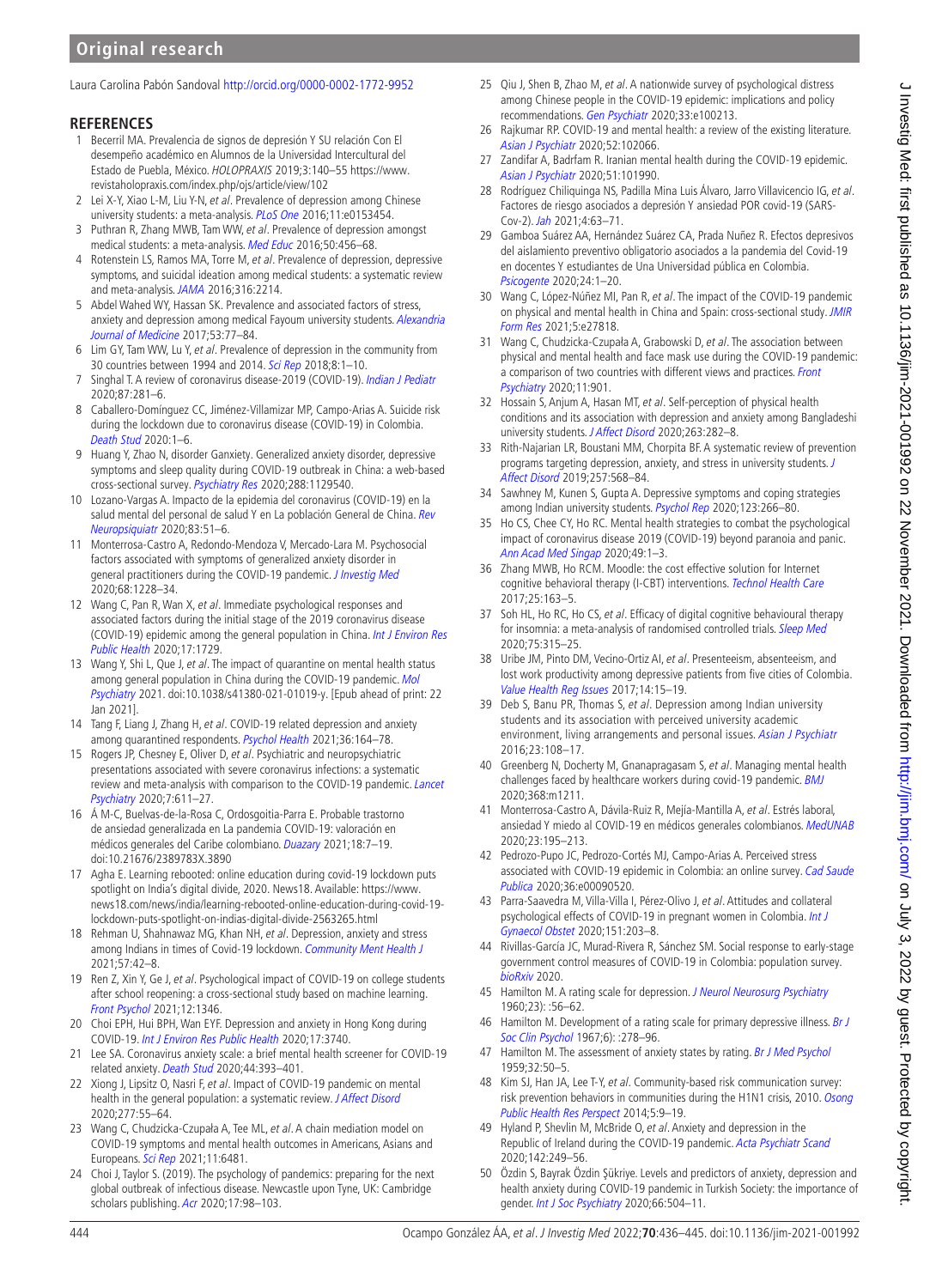Laura Carolina Pabón Sandoval http://orcid.org/0000-0002-1772-9952

## REFERENCES

1. Becerril MA. Prevalencia de signos de depresión Y SU relación Con El desempeño académico en Alumnos de la Universidad Intercultural del Estado de Puebla, México. *HOLOPRAXIS* 2019;3:140–55 https://www.revistaholopraxis.com/index.php/ojs/article/view/102
2. Lei X-Y, Xiao L-M, Liu Y-N, *et al*. Prevalence of depression among Chinese university students: a meta-analysis. *PLoS One* 2016;11:e0153454.
3. Puthran R, Zhang MWB, Tam WW, *et al*. Prevalence of depression amongst medical students: a meta-analysis. *Med Educ* 2016;50:456–68.
4. Rotenstein LS, Ramos MA, Torre M, *et al*. Prevalence of depression, depressive symptoms, and suicidal ideation among medical students: a systematic review and meta-analysis. *JAMA* 2016;316:2214.
5. Abdel Wahed WY, Hassan SK. Prevalence and associated factors of stress, anxiety and depression among medical Fayoum university students. *Alexandria Journal of Medicine* 2017;53:77–84.
6. Lim GY, Tam WW, Lu Y, *et al*. Prevalence of depression in the community from 30 countries between 1994 and 2014. *Sci Rep* 2018;8:1–10.
7. Singhal T. A review of coronavirus disease-2019 (COVID-19). *Indian J Pediatr* 2020;87:281–6.
8. Caballero-Domínguez CC, Jiménez-Villamizar MP, Campo-Arias A. Suicide risk during the lockdown due to coronavirus disease (COVID-19) in Colombia. *Death Stud* 2020:1–6.
9. Huang Y, Zhao N, disorder Ganxiety. Generalized anxiety disorder, depressive symptoms and sleep quality during COVID-19 outbreak in China: a web-based cross-sectional survey. *Psychiatry Res* 2020;288:1129540.
10. Lozano-Vargas A. Impacto de la epidemia del coronavirus (COVID-19) en la salud mental del personal de salud Y en La población General de China. *Rev Neuropsiquiatr* 2020;83:51–6.
11. Monterrosa-Castro A, Redondo-Mendoza V, Mercado-Lara M. Psychosocial factors associated with symptoms of generalized anxiety disorder in general practitioners during the COVID-19 pandemic. *J Investig Med* 2020;68:1228–34.
12. Wang C, Pan R, Wan X, *et al*. Immediate psychological responses and associated factors during the initial stage of the 2019 coronavirus disease (COVID-19) epidemic among the general population in China. *Int J Environ Res Public Health* 2020;17:1729.
13. Wang Y, Shi L, Que J, *et al*. The impact of quarantine on mental health status among general population in China during the COVID-19 pandemic. *Mol Psychiatry* 2021. doi:10.1038/s41380-021-01019-y. [Epub ahead of print: 22 Jan 2021].
14. Tang F, Liang J, Zhang H, *et al*. COVID-19 related depression and anxiety among quarantined respondents. *Psychol Health* 2021;36:164–78.
15. Rogers JP, Chesney E, Oliver D, *et al*. Psychiatric and neuropsychiatric presentations associated with severe coronavirus infections: a systematic review and meta-analysis with comparison to the COVID-19 pandemic. *Lancet Psychiatry* 2020;7:611–27.
16. Á M-C, Buelvas-de-la-Rosa C, Ordosgoitia-Parra E. Probable trastorno de ansiedad generalizada en La pandemia COVID-19: valoración en médicos generales del Caribe colombiano. *Duazary* 2021;18:7–19. doi:10.21676/2389783X.3890
17. Agha E. Learning rebooted: online education during covid-19 lockdown puts spotlight on India's digital divide, 2020. News18. Available: https://www.news18.com/news/india/learning-rebooted-online-education-during-covid-19-lockdown-puts-spotlight-on-indias-digital-divide-2563265.html
18. Rehman U, Shahnawaz MG, Khan NH, *et al*. Depression, anxiety and stress among Indians in times of Covid-19 lockdown. *Community Ment Health J* 2021;57:42–8.
19. Ren Z, Xin Y, Ge J, *et al*. Psychological impact of COVID-19 on college students after school reopening: a cross-sectional study based on machine learning. *Front Psychol* 2021;12:1346.
20. Choi EPH, Hui BPH, Wan EYF. Depression and anxiety in Hong Kong during COVID-19. *Int J Environ Res Public Health* 2020;17:3740.
21. Lee SA. Coronavirus anxiety scale: a brief mental health screener for COVID-19 related anxiety. *Death Stud* 2020;44:393–401.
22. Xiong J, Lipsitz O, Nasri F, *et al*. Impact of COVID-19 pandemic on mental health in the general population: a systematic review. *J Affect Disord* 2020;277:55–64.
23. Wang C, Chudzicka-Czupała A, Tee ML, *et al*. A chain mediation model on COVID-19 symptoms and mental health outcomes in Americans, Asians and Europeans. *Sci Rep* 2021;11:6481.
24. Choi J, Taylor S. (2019). The psychology of pandemics: preparing for the next global outbreak of infectious disease. Newcastle upon Tyne, UK: Cambridge scholars publishing. *Acr* 2020;17:98–103.
25. Qiu J, Shen B, Zhao M, *et al*. A nationwide survey of psychological distress among Chinese people in the COVID-19 epidemic: implications and policy recommendations. *Gen Psychiatr* 2020;33:e100213.
26. Rajkumar RP. COVID-19 and mental health: a review of the existing literature. *Asian J Psychiatr* 2020;52:102066.
27. Zandifar A, Badfram R. Iranian mental health during the COVID-19 epidemic. *Asian J Psychiatr* 2020;51:101990.
28. Rodríguez Chiliquinga NS, Padilla Mina Luis Álvaro, Jarro Villavicencio IG, *et al*. Factores de riesgo asociados a depresión Y ansiedad POR covid-19 (SARS-Cov-2). *Jah* 2021;4:63–71.
29. Gamboa Suárez AA, Hernández Suárez CA, Prada Nuñez R. Efectos depresivos del aislamiento preventivo obligatorio asociados a la pandemia del Covid-19 en docentes Y estudiantes de Una Universidad pública en Colombia. *Psicogente* 2020;24:1–20.
30. Wang C, López-Núñez MI, Pan R, *et al*. The impact of the COVID-19 pandemic on physical and mental health in China and Spain: cross-sectional study. *JMIR Form Res* 2021;5:e27818.
31. Wang C, Chudzicka-Czupała A, Grabowski D, *et al*. The association between physical and mental health and face mask use during the COVID-19 pandemic: a comparison of two countries with different views and practices. *Front Psychiatry* 2020;11:901.
32. Hossain S, Anjum A, Hasan MT, *et al*. Self-perception of physical health conditions and its association with depression and anxiety among Bangladeshi university students. *J Affect Disord* 2020;263:282–8.
33. Rith-Najarian LR, Boustani MM, Chorpita BF. A systematic review of prevention programs targeting depression, anxiety, and stress in university students. *J Affect Disord* 2019;257:568–84.
34. Sawhney M, Kunen S, Gupta A. Depressive symptoms and coping strategies among Indian university students. *Psychol Rep* 2020;123:266–80.
35. Ho CS, Chee CY, Ho RC. Mental health strategies to combat the psychological impact of coronavirus disease 2019 (COVID-19) beyond paranoia and panic. *Ann Acad Med Singap* 2020;49:1–3.
36. Zhang MWB, Ho RCM. Moodle: the cost effective solution for Internet cognitive behavioral therapy (I-CBT) interventions. *Technol Health Care* 2017;25:163–5.
37. Soh HL, Ho RC, Ho CS, *et al*. Efficacy of digital cognitive behavioural therapy for insomnia: a meta-analysis of randomised controlled trials. *Sleep Med* 2020;75:315–25.
38. Uribe JM, Pinto DM, Vecino-Ortiz AI, *et al*. Presenteeism, absenteeism, and lost work productivity among depressive patients from five cities of Colombia. *Value Health Reg Issues* 2017;14:15–19.
39. Deb S, Banu PR, Thomas S, *et al*. Depression among Indian university students and its association with perceived university academic environment, living arrangements and personal issues. *Asian J Psychiatr* 2016;23:108–17.
40. Greenberg N, Docherty M, Gnanapragasam S, *et al*. Managing mental health challenges faced by healthcare workers during covid-19 pandemic. *BMJ* 2020;368:m1211.
41. Monterrosa-Castro A, Dávila-Ruiz R, Mejía-Mantilla A, *et al*. Estrés laboral, ansiedad Y miedo al COVID-19 en médicos generales colombianos. *MedUNAB* 2020;23:195–213.
42. Pedrozo-Pupo JC, Pedrozo-Cortés MJ, Campo-Arias A. Perceived stress associated with COVID-19 epidemic in Colombia: an online survey. *Cad Saude Publica* 2020;36:e00090520.
43. Parra-Saavedra M, Villa-Villa I, Pérez-Olivo J, *et al*. Attitudes and collateral psychological effects of COVID-19 in pregnant women in Colombia. *Int J Gynaecol Obstet* 2020;151:203–8.
44. Rivillas-García JC, Murad-Rivera R, Sánchez SM. Social response to early-stage government control measures of COVID-19 in Colombia: population survey. *bioRxiv* 2020.
45. Hamilton M. A rating scale for depression. *J Neurol Neurosurg Psychiatry* 1960;23): :56–62.
46. Hamilton M. Development of a rating scale for primary depressive illness. *Br J Soc Clin Psychol* 1967;6): :278–96.
47. Hamilton M. The assessment of anxiety states by rating. *Br J Med Psychol* 1959;32:50–5.
48. Kim SJ, Han JA, Lee T-Y, *et al*. Community-based risk communication survey: risk prevention behaviors in communities during the H1N1 crisis, 2010. *Osong Public Health Res Perspect* 2014;5:9–19.
49. Hyland P, Shevlin M, McBride O, *et al*. Anxiety and depression in the Republic of Ireland during the COVID-19 pandemic. *Acta Psychiatr Scand* 2020;142:249–56.
50. Özdin S, Bayrak Özdin Şükriye. Levels and predictors of anxiety, depression and health anxiety during COVID-19 pandemic in Turkish Society: the importance of gender. *Int J Soc Psychiatry* 2020;66:504–11.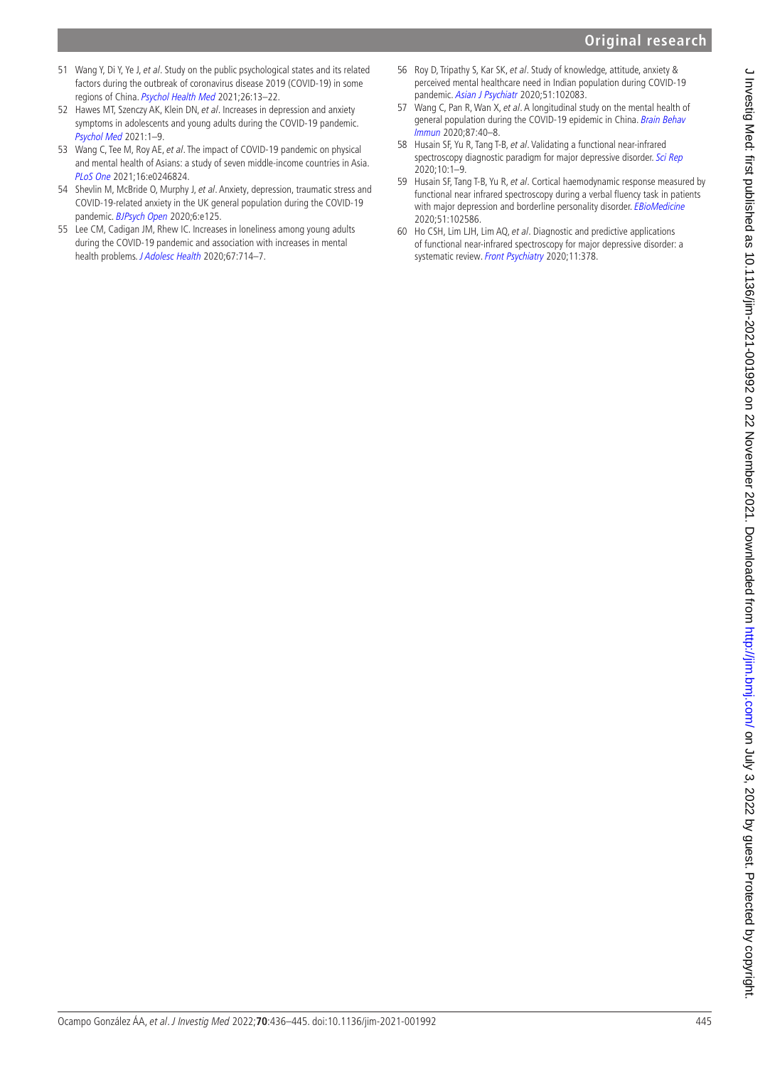51 Wang Y, Di Y, Ye J, *et al*. Study on the public psychological states and its related factors during the outbreak of coronavirus disease 2019 (COVID-19) in some regions of China. *Psychol Health Med* 2021;26:13–22.
52 Hawes MT, Szenczy AK, Klein DN, *et al*. Increases in depression and anxiety symptoms in adolescents and young adults during the COVID-19 pandemic. *Psychol Med* 2021:1–9.
53 Wang C, Tee M, Roy AE, *et al*. The impact of COVID-19 pandemic on physical and mental health of Asians: a study of seven middle-income countries in Asia. *PLoS One* 2021;16:e0246824.
54 Shevlin M, McBride O, Murphy J, *et al*. Anxiety, depression, traumatic stress and COVID-19-related anxiety in the UK general population during the COVID-19 pandemic. *BJPsych Open* 2020;6:e125.
55 Lee CM, Cadigan JM, Rhew IC. Increases in loneliness among young adults during the COVID-19 pandemic and association with increases in mental health problems. *J Adolesc Health* 2020;67:714–7.
56 Roy D, Tripathy S, Kar SK, *et al*. Study of knowledge, attitude, anxiety & perceived mental healthcare need in Indian population during COVID-19 pandemic. *Asian J Psychiatr* 2020;51:102083.
57 Wang C, Pan R, Wan X, *et al*. A longitudinal study on the mental health of general population during the COVID-19 epidemic in China. *Brain Behav Immun* 2020;87:40–8.
58 Husain SF, Yu R, Tang T-B, *et al*. Validating a functional near-infrared spectroscopy diagnostic paradigm for major depressive disorder. *Sci Rep* 2020;10:1–9.
59 Husain SF, Tang T-B, Yu R, *et al*. Cortical haemodynamic response measured by functional near infrared spectroscopy during a verbal fluency task in patients with major depression and borderline personality disorder. *EBioMedicine* 2020;51:102586.
60 Ho CSH, Lim LJH, Lim AQ, *et al*. Diagnostic and predictive applications of functional near-infrared spectroscopy for major depressive disorder: a systematic review. *Front Psychiatry* 2020;11:378.